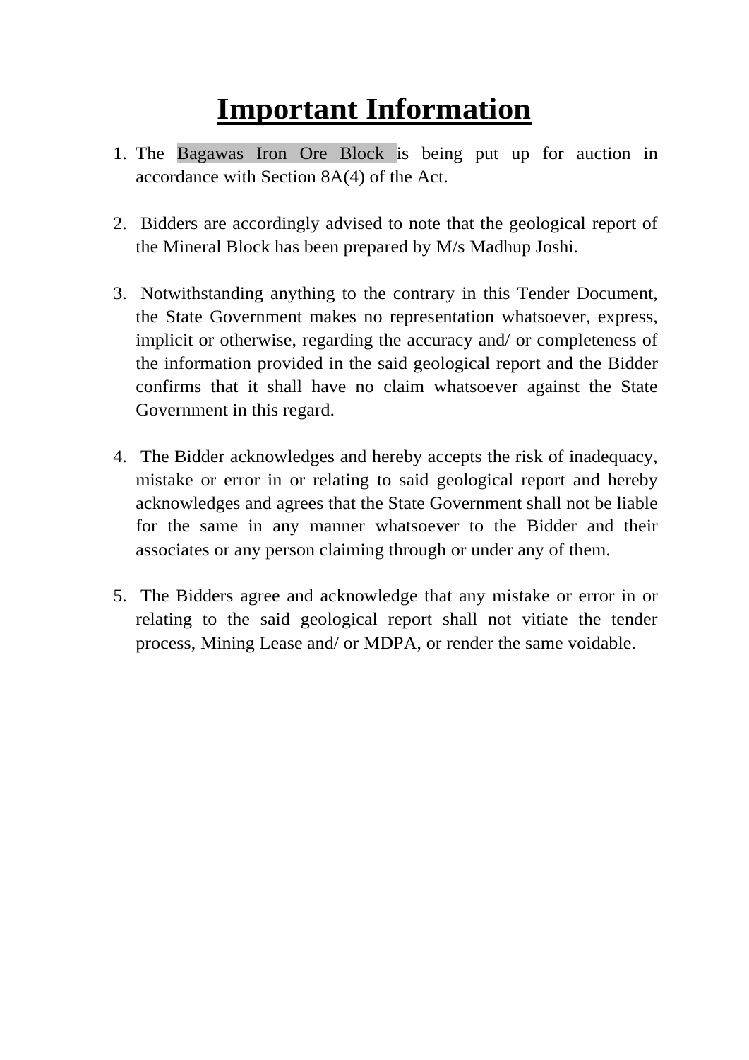# Important Information

1. The Bagawas Iron Ore Block is being put up for auction in accordance with Section 8A(4) of the Act.

2. Bidders are accordingly advised to note that the geological report of the Mineral Block has been prepared by M/s Madhup Joshi.

3. Notwithstanding anything to the contrary in this Tender Document, the State Government makes no representation whatsoever, express, implicit or otherwise, regarding the accuracy and/ or completeness of the information provided in the said geological report and the Bidder confirms that it shall have no claim whatsoever against the State Government in this regard.

4. The Bidder acknowledges and hereby accepts the risk of inadequacy, mistake or error in or relating to said geological report and hereby acknowledges and agrees that the State Government shall not be liable for the same in any manner whatsoever to the Bidder and their associates or any person claiming through or under any of them.

5. The Bidders agree and acknowledge that any mistake or error in or relating to the said geological report shall not vitiate the tender process, Mining Lease and/ or MDPA, or render the same voidable.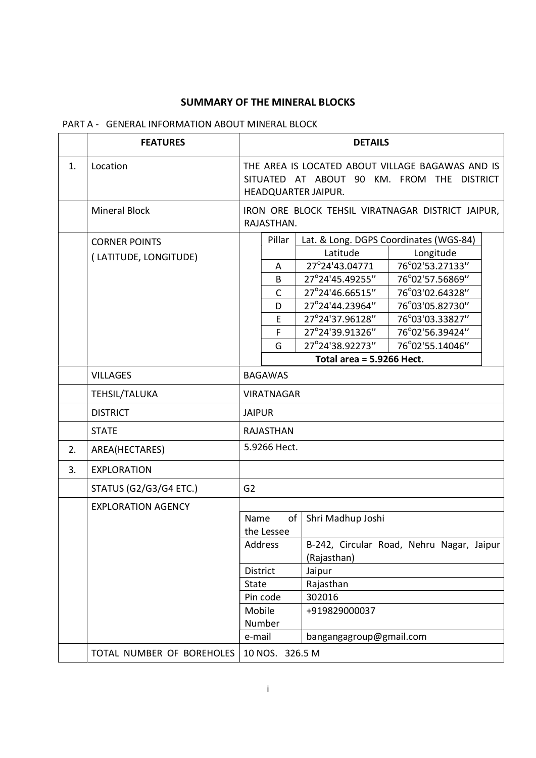## SUMMARY OF THE MINERAL BLOCKS

PART A - GENERAL INFORMATION ABOUT MINERAL BLOCK

| | FEATURES | DETAILS |
|---|---|---|
| 1. | Location | THE AREA IS LOCATED ABOUT VILLAGE BAGAWAS AND IS SITUATED AT ABOUT 90 KM. FROM THE DISTRICT HEADQUARTER JAIPUR. |
| | Mineral Block | IRON ORE BLOCK TEHSIL VIRATNAGAR DISTRICT JAIPUR, RAJASTHAN. |
| | CORNER POINTS ( LATITUDE, LONGITUDE) | (see corner points table below) |
| | VILLAGES | BAGAWAS |
| | TEHSIL/TALUKA | VIRATNAGAR |
| | DISTRICT | JAIPUR |
| | STATE | RAJASTHAN |
| 2. | AREA(HECTARES) | 5.9266 Hect. |
| 3. | EXPLORATION | |
| | STATUS (G2/G3/G4 ETC.) | G2 |
| | EXPLORATION AGENCY | (see exploration agency table below) |
| | TOTAL NUMBER OF BOREHOLES | 10 NOS. 326.5 M |

**CORNER POINTS ( LATITUDE, LONGITUDE)**

| Pillar | Lat. & Long. DGPS Coordinates (WGS-84) | |
|---|---|---|
| | Latitude | Longitude |
| A | 27°24'43.04771 | 76°02'53.27133'' |
| B | 27°24'45.49255'' | 76°02'57.56869'' |
| C | 27°24'46.66515'' | 76°03'02.64328'' |
| D | 27°24'44.23964'' | 76°03'05.82730'' |
| E | 27°24'37.96128'' | 76°03'03.33827'' |
| F | 27°24'39.91326'' | 76°02'56.39424'' |
| G | 27°24'38.92273'' | 76°02'55.14046'' |
| | **Total area = 5.9266 Hect.** | |

**EXPLORATION AGENCY**

| | |
|---|---|
| Name of the Lessee | Shri Madhup Joshi |
| Address | B-242, Circular Road, Nehru Nagar, Jaipur (Rajasthan) |
| District | Jaipur |
| State | Rajasthan |
| Pin code | 302016 |
| Mobile Number | +919829000037 |
| e-mail | bangangagroup@gmail.com |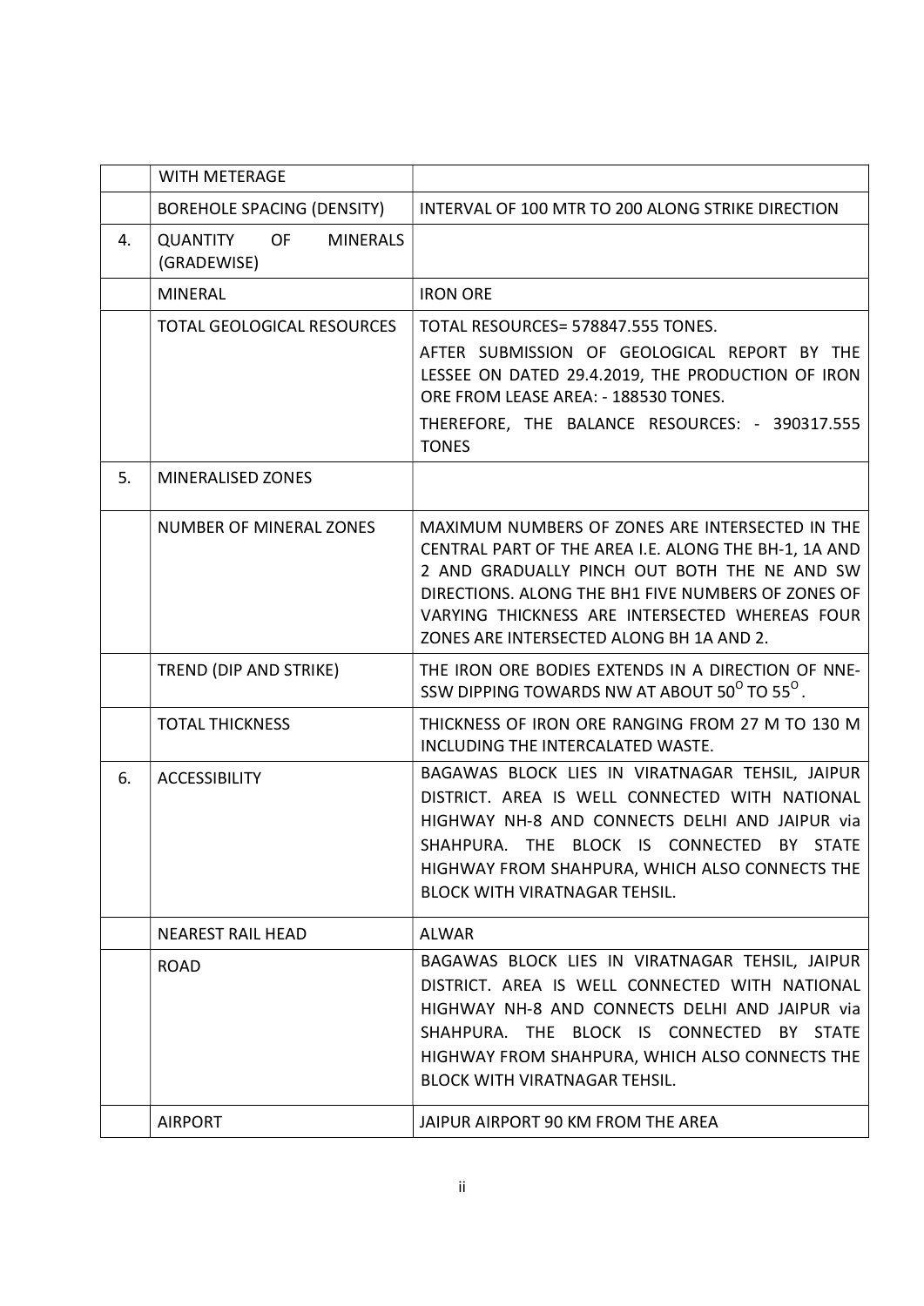|  |  |  |
|---|---|---|
|  | WITH METERAGE |  |
|  | BOREHOLE SPACING (DENSITY) | INTERVAL OF 100 MTR TO 200 ALONG STRIKE DIRECTION |
| 4. | QUANTITY OF MINERALS (GRADEWISE) |  |
|  | MINERAL | IRON ORE |
|  | TOTAL GEOLOGICAL RESOURCES | TOTAL RESOURCES= 578847.555 TONES.<br>AFTER SUBMISSION OF GEOLOGICAL REPORT BY THE LESSEE ON DATED 29.4.2019, THE PRODUCTION OF IRON ORE FROM LEASE AREA: - 188530 TONES.<br>THEREFORE, THE BALANCE RESOURCES: - 390317.555 TONES |
| 5. | MINERALISED ZONES |  |
|  | NUMBER OF MINERAL ZONES | MAXIMUM NUMBERS OF ZONES ARE INTERSECTED IN THE CENTRAL PART OF THE AREA I.E. ALONG THE BH-1, 1A AND 2 AND GRADUALLY PINCH OUT BOTH THE NE AND SW DIRECTIONS. ALONG THE BH1 FIVE NUMBERS OF ZONES OF VARYING THICKNESS ARE INTERSECTED WHEREAS FOUR ZONES ARE INTERSECTED ALONG BH 1A AND 2. |
|  | TREND (DIP AND STRIKE) | THE IRON ORE BODIES EXTENDS IN A DIRECTION OF NNE-SSW DIPPING TOWARDS NW AT ABOUT $50^{O}$ TO $55^{O}$. |
|  | TOTAL THICKNESS | THICKNESS OF IRON ORE RANGING FROM 27 M TO 130 M INCLUDING THE INTERCALATED WASTE. |
| 6. | ACCESSIBILITY | BAGAWAS BLOCK LIES IN VIRATNAGAR TEHSIL, JAIPUR DISTRICT. AREA IS WELL CONNECTED WITH NATIONAL HIGHWAY NH-8 AND CONNECTS DELHI AND JAIPUR via SHAHPURA. THE BLOCK IS CONNECTED BY STATE HIGHWAY FROM SHAHPURA, WHICH ALSO CONNECTS THE BLOCK WITH VIRATNAGAR TEHSIL. |
|  | NEAREST RAIL HEAD | ALWAR |
|  | ROAD | BAGAWAS BLOCK LIES IN VIRATNAGAR TEHSIL, JAIPUR DISTRICT. AREA IS WELL CONNECTED WITH NATIONAL HIGHWAY NH-8 AND CONNECTS DELHI AND JAIPUR via SHAHPURA. THE BLOCK IS CONNECTED BY STATE HIGHWAY FROM SHAHPURA, WHICH ALSO CONNECTS THE BLOCK WITH VIRATNAGAR TEHSIL. |
|  | AIRPORT | JAIPUR AIRPORT 90 KM FROM THE AREA |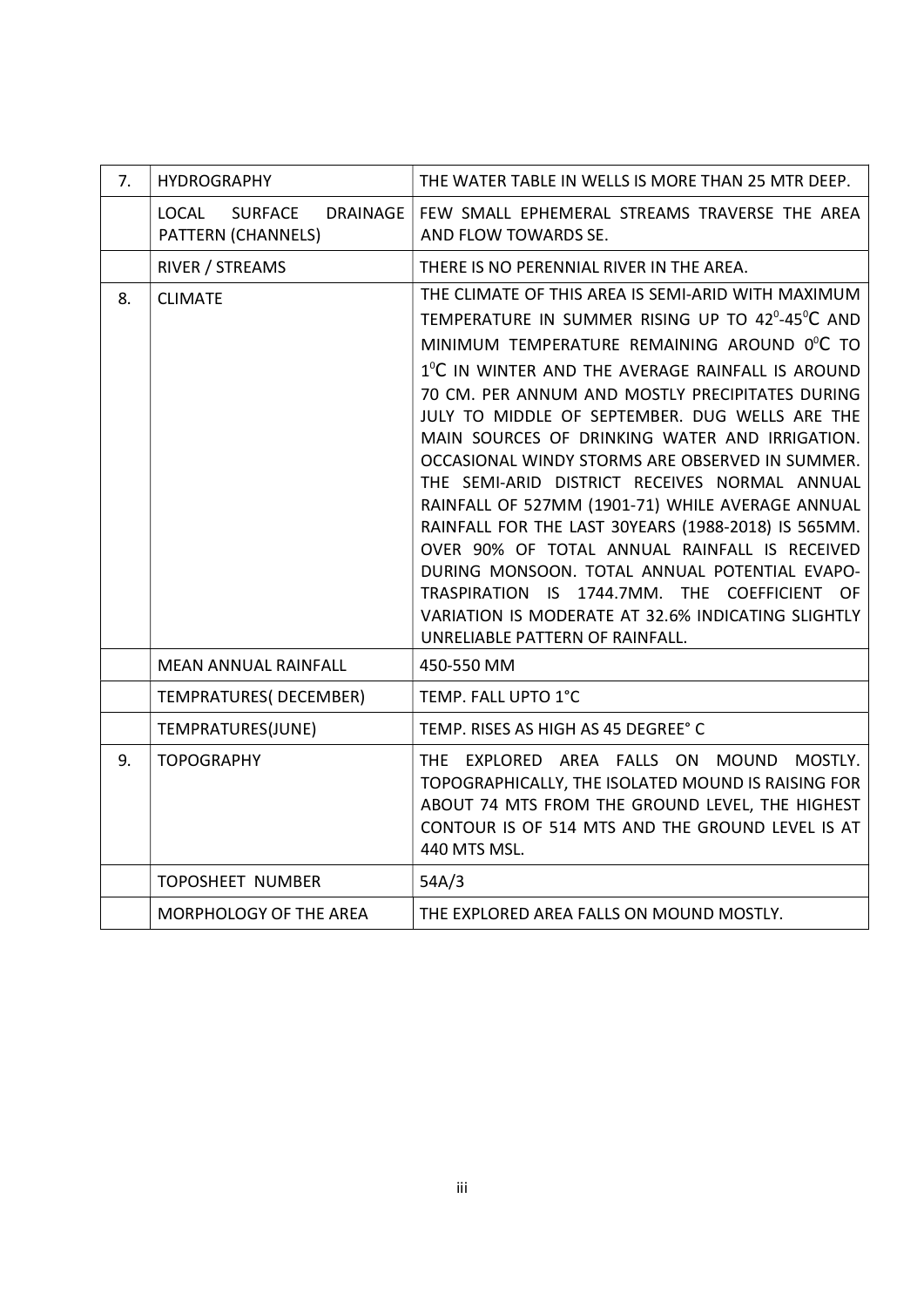| 7. | HYDROGRAPHY | THE WATER TABLE IN WELLS IS MORE THAN 25 MTR DEEP. |
|---|---|---|
| | LOCAL SURFACE DRAINAGE PATTERN (CHANNELS) | FEW SMALL EPHEMERAL STREAMS TRAVERSE THE AREA AND FLOW TOWARDS SE. |
| | RIVER / STREAMS | THERE IS NO PERENNIAL RIVER IN THE AREA. |
| 8. | CLIMATE | THE CLIMATE OF THIS AREA IS SEMI-ARID WITH MAXIMUM TEMPERATURE IN SUMMER RISING UP TO $42^0$-$45^0$C AND MINIMUM TEMPERATURE REMAINING AROUND $0^0$C TO $1^0$C IN WINTER AND THE AVERAGE RAINFALL IS AROUND 70 CM. PER ANNUM AND MOSTLY PRECIPITATES DURING JULY TO MIDDLE OF SEPTEMBER. DUG WELLS ARE THE MAIN SOURCES OF DRINKING WATER AND IRRIGATION. OCCASIONAL WINDY STORMS ARE OBSERVED IN SUMMER. THE SEMI-ARID DISTRICT RECEIVES NORMAL ANNUAL RAINFALL OF 527MM (1901-71) WHILE AVERAGE ANNUAL RAINFALL FOR THE LAST 30YEARS (1988-2018) IS 565MM. OVER 90% OF TOTAL ANNUAL RAINFALL IS RECEIVED DURING MONSOON. TOTAL ANNUAL POTENTIAL EVAPO-TRASPIRATION IS 1744.7MM. THE COEFFICIENT OF VARIATION IS MODERATE AT 32.6% INDICATING SLIGHTLY UNRELIABLE PATTERN OF RAINFALL. |
| | MEAN ANNUAL RAINFALL | 450-550 MM |
| | TEMPRATURES( DECEMBER) | TEMP. FALL UPTO 1°C |
| | TEMPRATURES(JUNE) | TEMP. RISES AS HIGH AS 45 DEGREE° C |
| 9. | TOPOGRAPHY | THE EXPLORED AREA FALLS ON MOUND MOSTLY. TOPOGRAPHICALLY, THE ISOLATED MOUND IS RAISING FOR ABOUT 74 MTS FROM THE GROUND LEVEL, THE HIGHEST CONTOUR IS OF 514 MTS AND THE GROUND LEVEL IS AT 440 MTS MSL. |
| | TOPOSHEET NUMBER | 54A/3 |
| | MORPHOLOGY OF THE AREA | THE EXPLORED AREA FALLS ON MOUND MOSTLY. |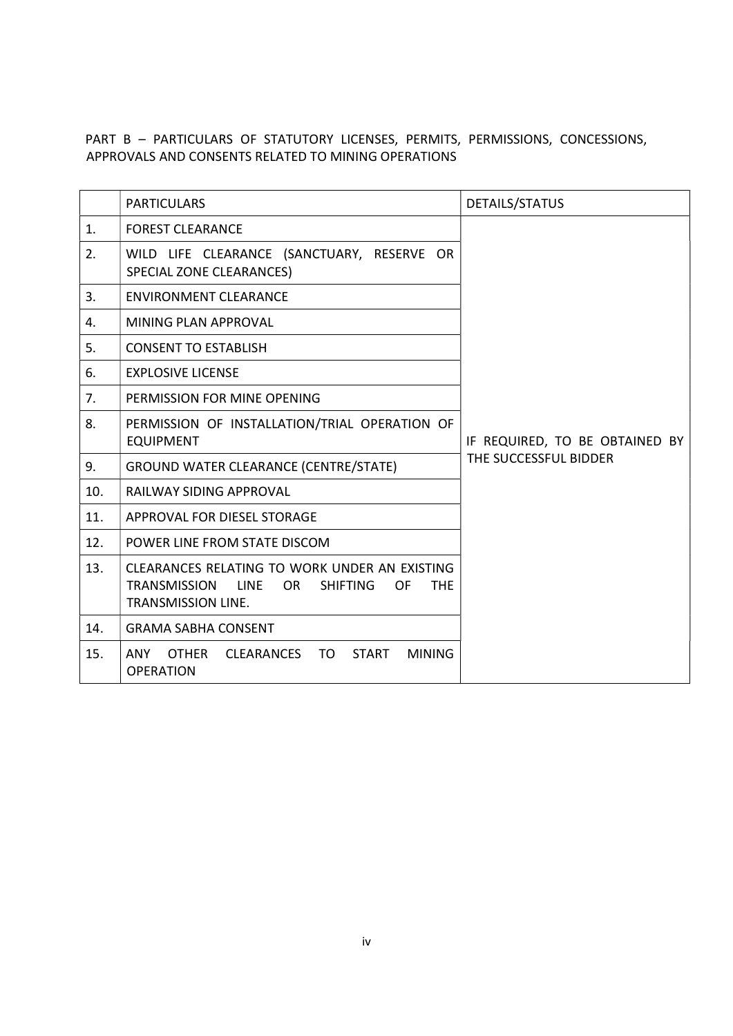PART B – PARTICULARS OF STATUTORY LICENSES, PERMITS, PERMISSIONS, CONCESSIONS, APPROVALS AND CONSENTS RELATED TO MINING OPERATIONS

| | PARTICULARS | DETAILS/STATUS |
|---|---|---|
| 1. | FOREST CLEARANCE | IF REQUIRED, TO BE OBTAINED BY THE SUCCESSFUL BIDDER |
| 2. | WILD LIFE CLEARANCE (SANCTUARY, RESERVE OR SPECIAL ZONE CLEARANCES) | |
| 3. | ENVIRONMENT CLEARANCE | |
| 4. | MINING PLAN APPROVAL | |
| 5. | CONSENT TO ESTABLISH | |
| 6. | EXPLOSIVE LICENSE | |
| 7. | PERMISSION FOR MINE OPENING | |
| 8. | PERMISSION OF INSTALLATION/TRIAL OPERATION OF EQUIPMENT | |
| 9. | GROUND WATER CLEARANCE (CENTRE/STATE) | |
| 10. | RAILWAY SIDING APPROVAL | |
| 11. | APPROVAL FOR DIESEL STORAGE | |
| 12. | POWER LINE FROM STATE DISCOM | |
| 13. | CLEARANCES RELATING TO WORK UNDER AN EXISTING TRANSMISSION LINE OR SHIFTING OF THE TRANSMISSION LINE. | |
| 14. | GRAMA SABHA CONSENT | |
| 15. | ANY OTHER CLEARANCES TO START MINING OPERATION | |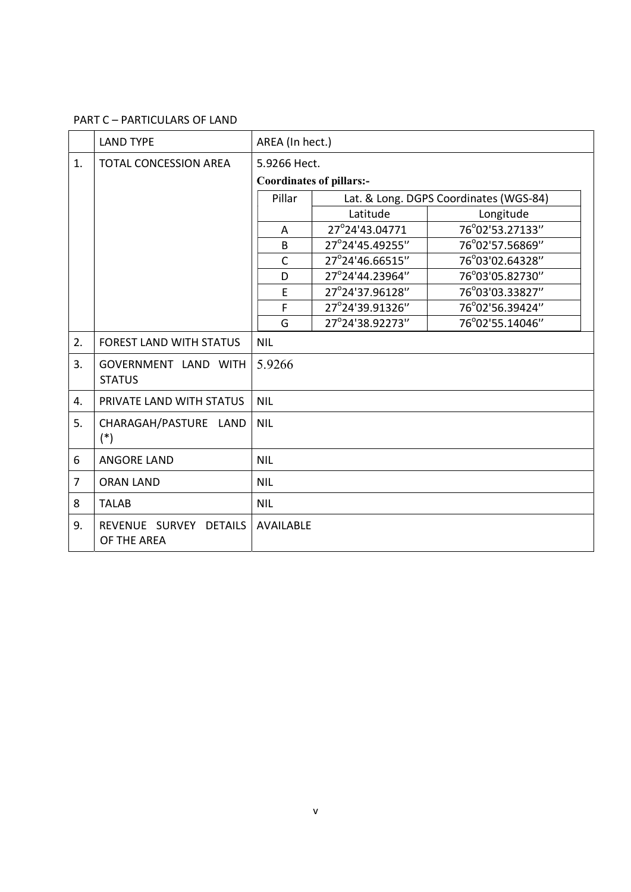PART C – PARTICULARS OF LAND

| | LAND TYPE | AREA (In hect.) | | |
|---|---|---|---|---|
| 1. | TOTAL CONCESSION AREA | 5.9266 Hect. | | |
| | | **Coordinates of pillars:-** | | |
| | | Pillar | Lat. & Long. DGPS Coordinates (WGS-84) | |
| | | | Latitude | Longitude |
| | | A | 27°24'43.04771 | 76°02'53.27133'' |
| | | B | 27°24'45.49255'' | 76°02'57.56869'' |
| | | C | 27°24'46.66515'' | 76°03'02.64328'' |
| | | D | 27°24'44.23964'' | 76°03'05.82730'' |
| | | E | 27°24'37.96128'' | 76°03'03.33827'' |
| | | F | 27°24'39.91326'' | 76°02'56.39424'' |
| | | G | 27°24'38.92273'' | 76°02'55.14046'' |
| 2. | FOREST LAND WITH STATUS | NIL | | |
| 3. | GOVERNMENT LAND WITH STATUS | 5.9266 | | |
| 4. | PRIVATE LAND WITH STATUS | NIL | | |
| 5. | CHARAGAH/PASTURE LAND (*) | NIL | | |
| 6 | ANGORE LAND | NIL | | |
| 7 | ORAN LAND | NIL | | |
| 8 | TALAB | NIL | | |
| 9. | REVENUE SURVEY DETAILS OF THE AREA | AVAILABLE | | |